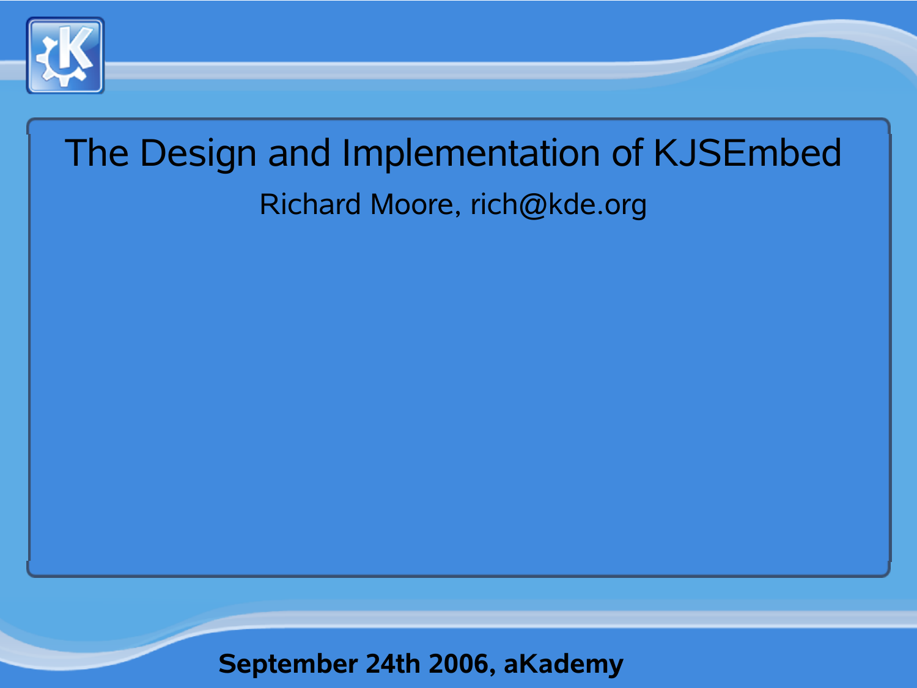# The Design and Implementation of KJSEmbed

Richard Moore, rich@kde.org

**September 24th 2006, aKademy**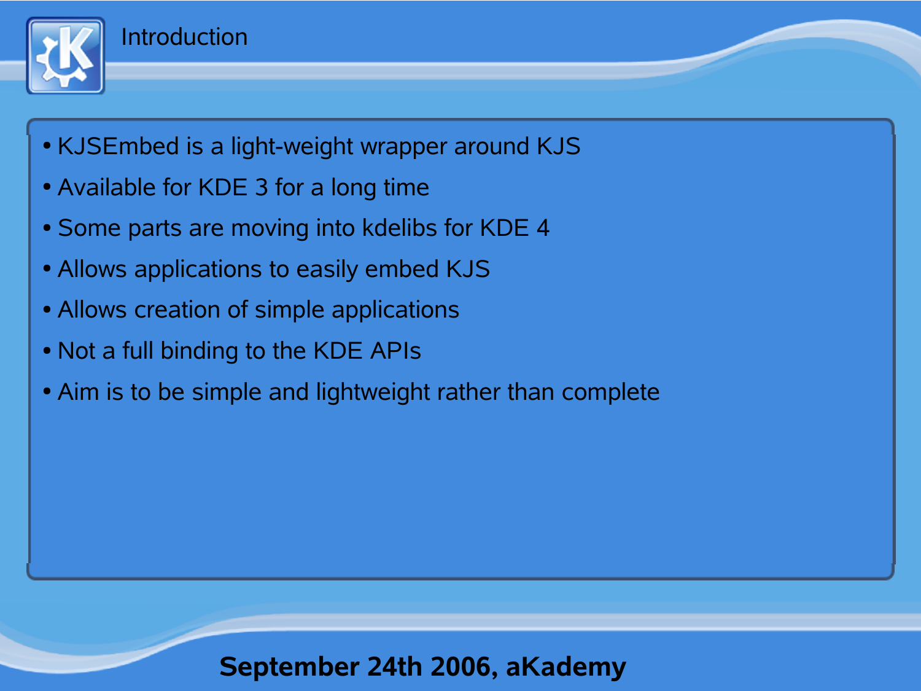# Introduction

- KJSEmbed is a light-weight wrapper around KJS
- Available for KDE 3 for a long time
- Some parts are moving into kdelibs for KDE 4
- Allows applications to easily embed KJS
- Allows creation of simple applications
- Not a full binding to the KDE APIs
- Aim is to be simple and lightweight rather than complete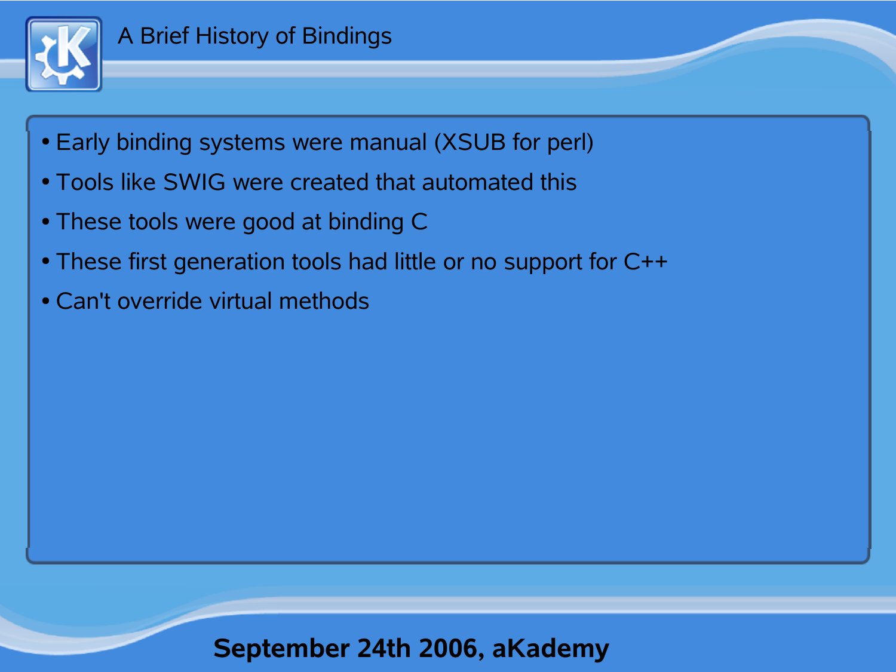# A Brief History of Bindings

- Early binding systems were manual (XSUB for perl)
- Tools like SWIG were created that automated this
- These tools were good at binding C
- These first generation tools had little or no support for C++
- Can't override virtual methods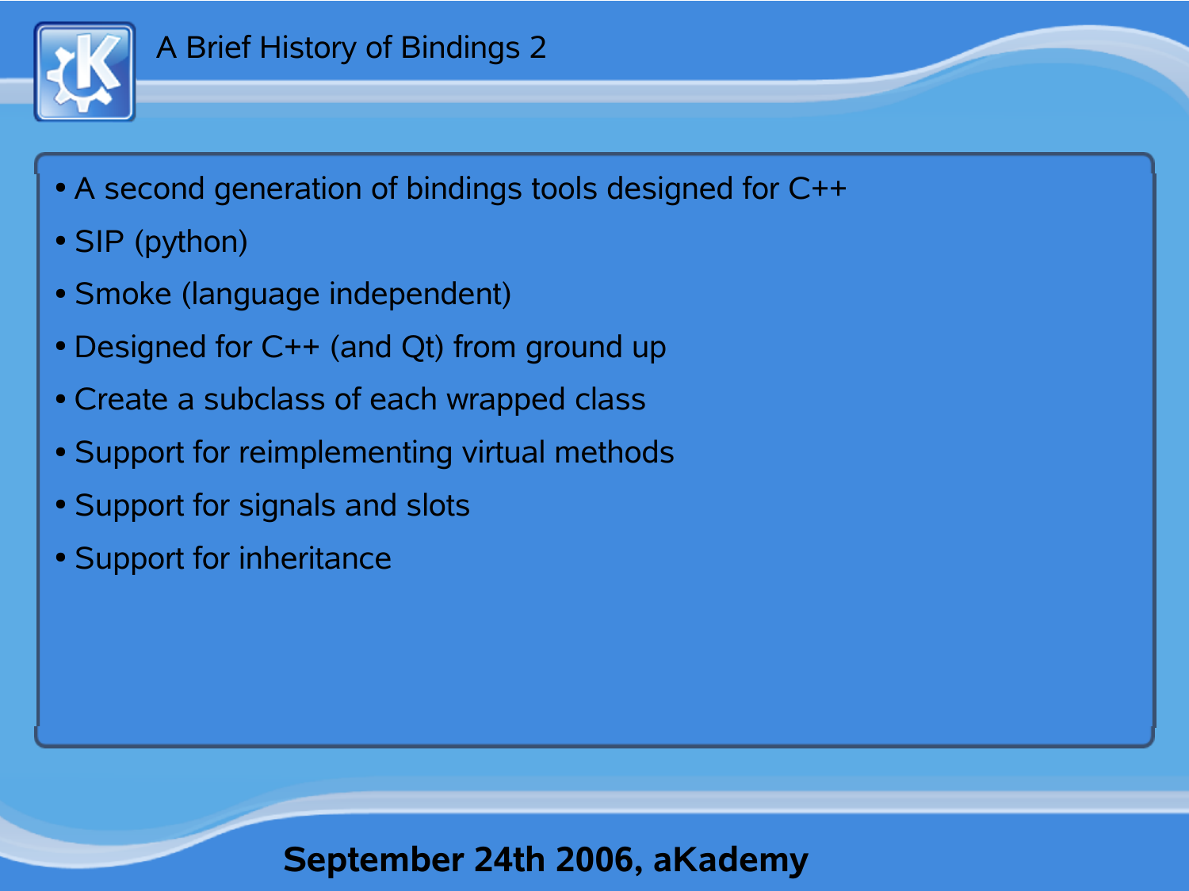# A Brief History of Bindings 2

- A second generation of bindings tools designed for C++
- SIP (python)
- Smoke (language independent)
- Designed for C++ (and Qt) from ground up
- Create a subclass of each wrapped class
- Support for reimplementing virtual methods
- Support for signals and slots
- Support for inheritance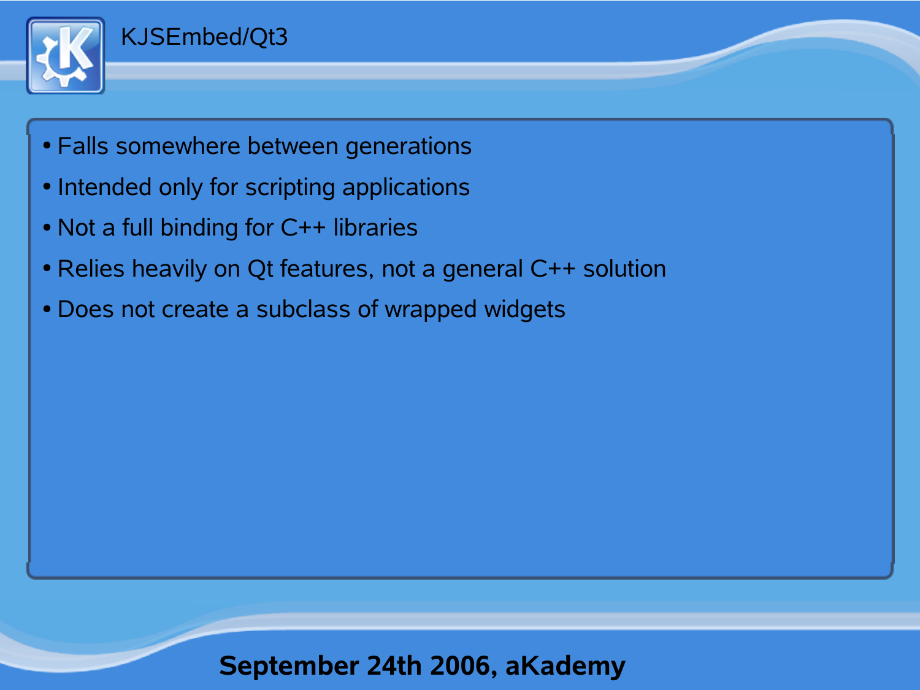# KJSEmbed/Qt3

- Falls somewhere between generations
- Intended only for scripting applications
- Not a full binding for C++ libraries
- Relies heavily on Qt features, not a general C++ solution
- Does not create a subclass of wrapped widgets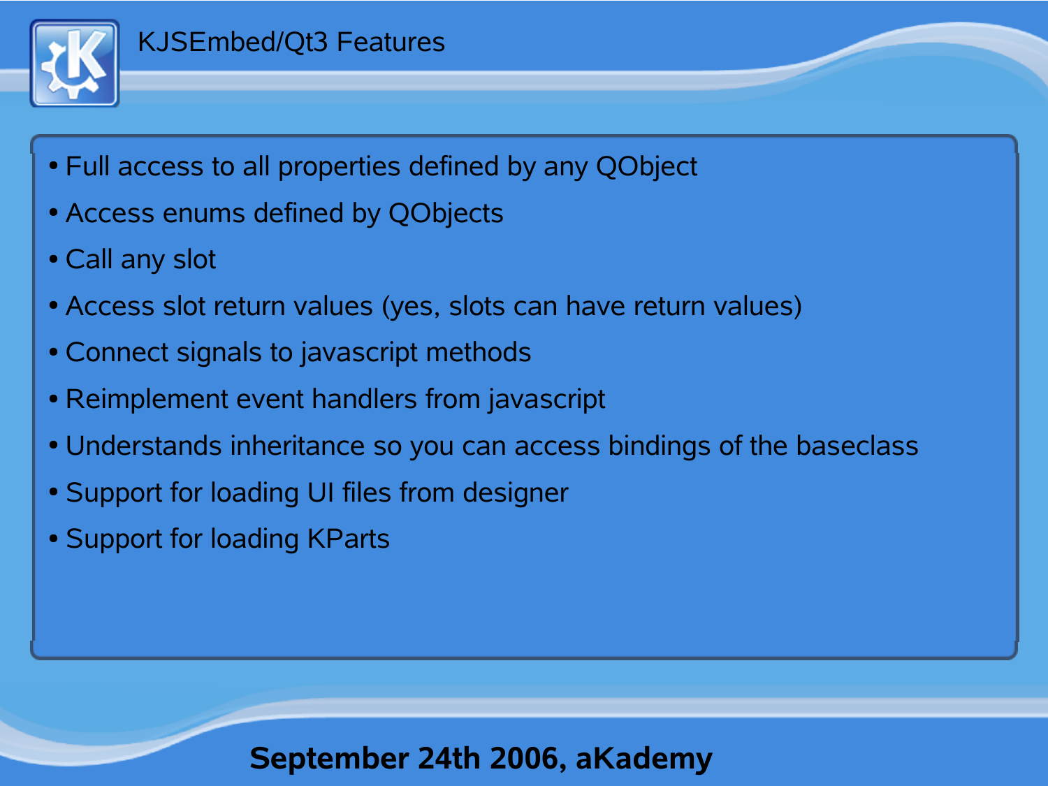# KJSEmbed/Qt3 Features

- Full access to all properties defined by any QObject
- Access enums defined by QObjects
- Call any slot
- Access slot return values (yes, slots can have return values)
- Connect signals to javascript methods
- Reimplement event handlers from javascript
- Understands inheritance so you can access bindings of the baseclass
- Support for loading UI files from designer
- Support for loading KParts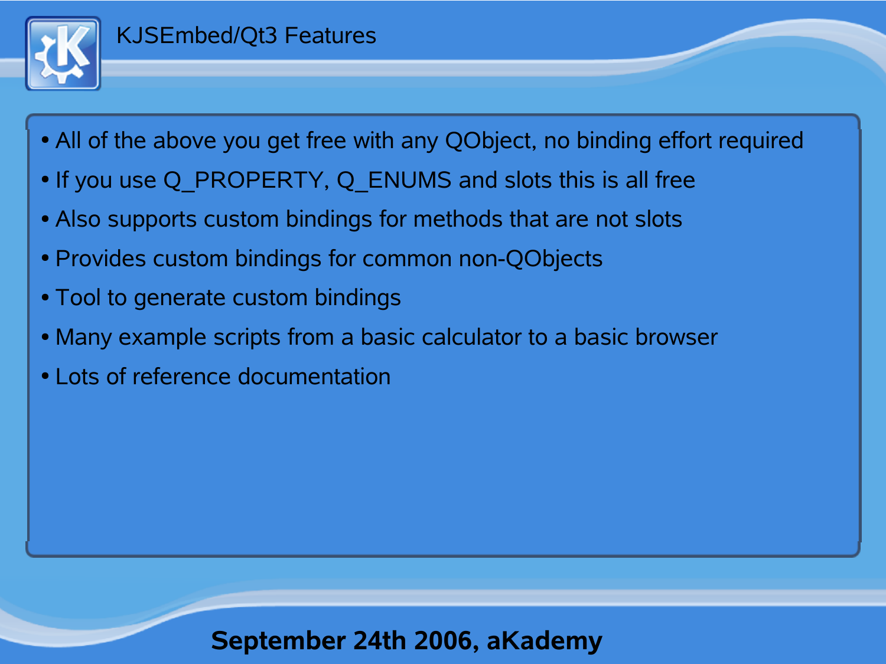# KJSEmbed/Qt3 Features

- All of the above you get free with any QObject, no binding effort required
- If you use Q_PROPERTY, Q_ENUMS and slots this is all free
- Also supports custom bindings for methods that are not slots
- Provides custom bindings for common non-QObjects
- Tool to generate custom bindings
- Many example scripts from a basic calculator to a basic browser
- Lots of reference documentation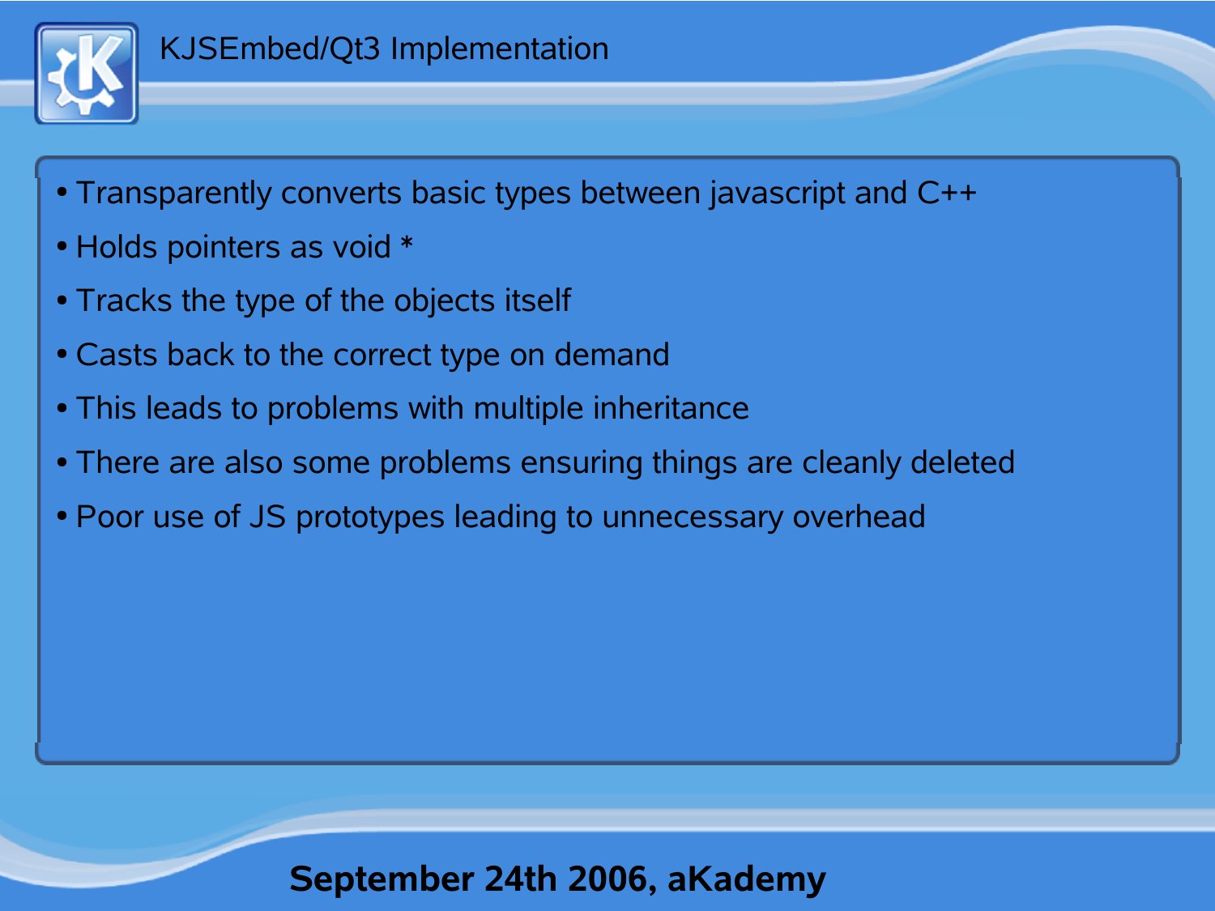# KJSEmbed/Qt3 Implementation

- Transparently converts basic types between javascript and C++
- Holds pointers as void *
- Tracks the type of the objects itself
- Casts back to the correct type on demand
- This leads to problems with multiple inheritance
- There are also some problems ensuring things are cleanly deleted
- Poor use of JS prototypes leading to unnecessary overhead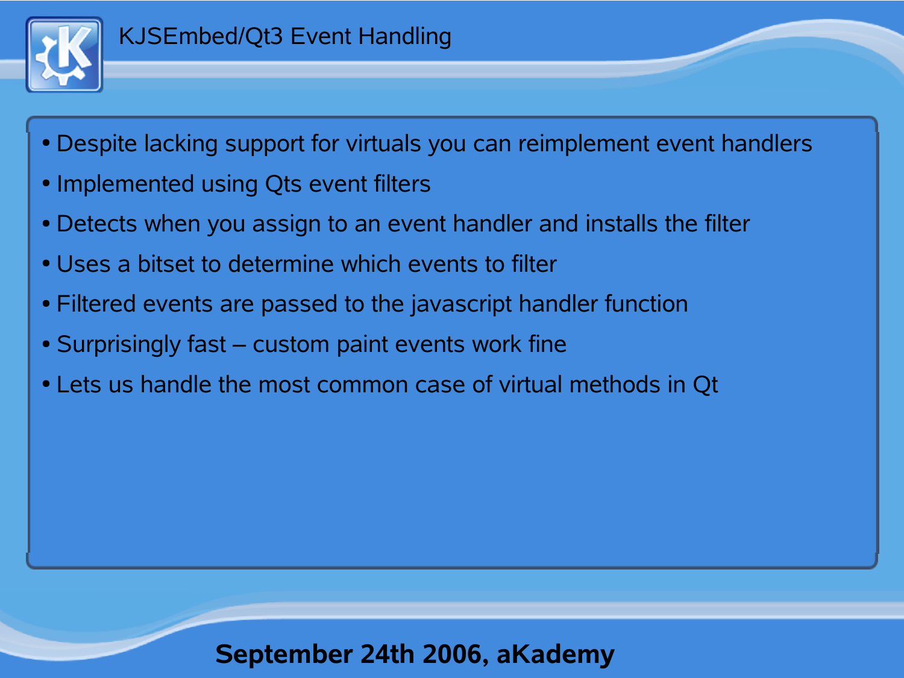# KJSEmbed/Qt3 Event Handling

- Despite lacking support for virtuals you can reimplement event handlers
- Implemented using Qts event filters
- Detects when you assign to an event handler and installs the filter
- Uses a bitset to determine which events to filter
- Filtered events are passed to the javascript handler function
- Surprisingly fast – custom paint events work fine
- Lets us handle the most common case of virtual methods in Qt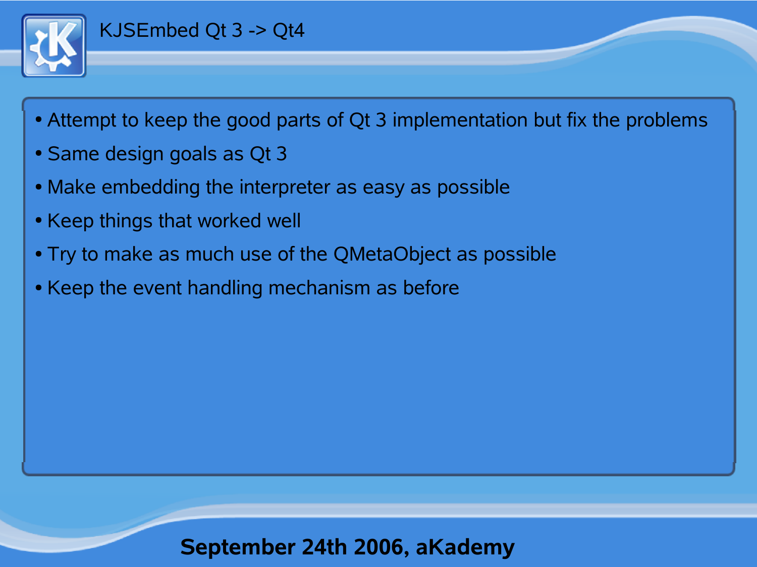# KJSEmbed Qt 3 -> Qt4

- Attempt to keep the good parts of Qt 3 implementation but fix the problems
- Same design goals as Qt 3
- Make embedding the interpreter as easy as possible
- Keep things that worked well
- Try to make as much use of the QMetaObject as possible
- Keep the event handling mechanism as before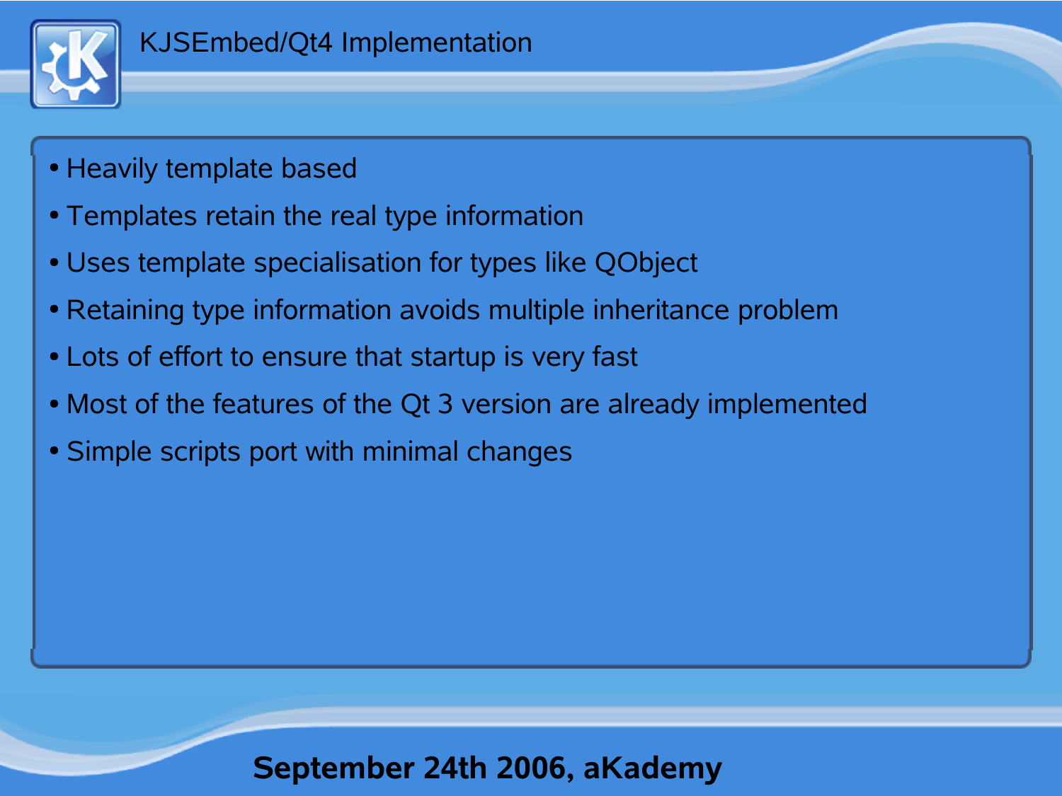# KJSEmbed/Qt4 Implementation

- Heavily template based
- Templates retain the real type information
- Uses template specialisation for types like QObject
- Retaining type information avoids multiple inheritance problem
- Lots of effort to ensure that startup is very fast
- Most of the features of the Qt 3 version are already implemented
- Simple scripts port with minimal changes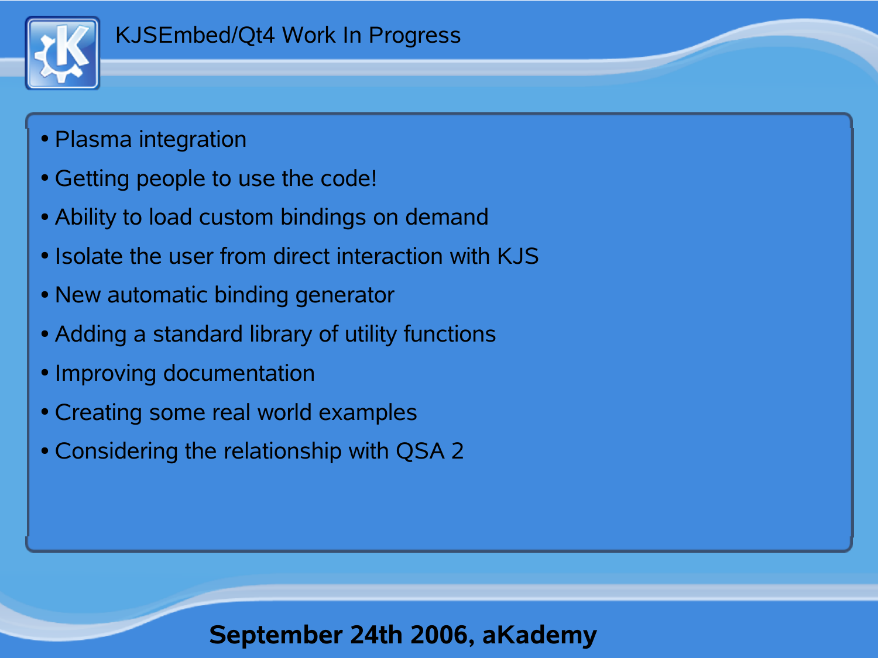# KJSEmbed/Qt4 Work In Progress

- Plasma integration
- Getting people to use the code!
- Ability to load custom bindings on demand
- Isolate the user from direct interaction with KJS
- New automatic binding generator
- Adding a standard library of utility functions
- Improving documentation
- Creating some real world examples
- Considering the relationship with QSA 2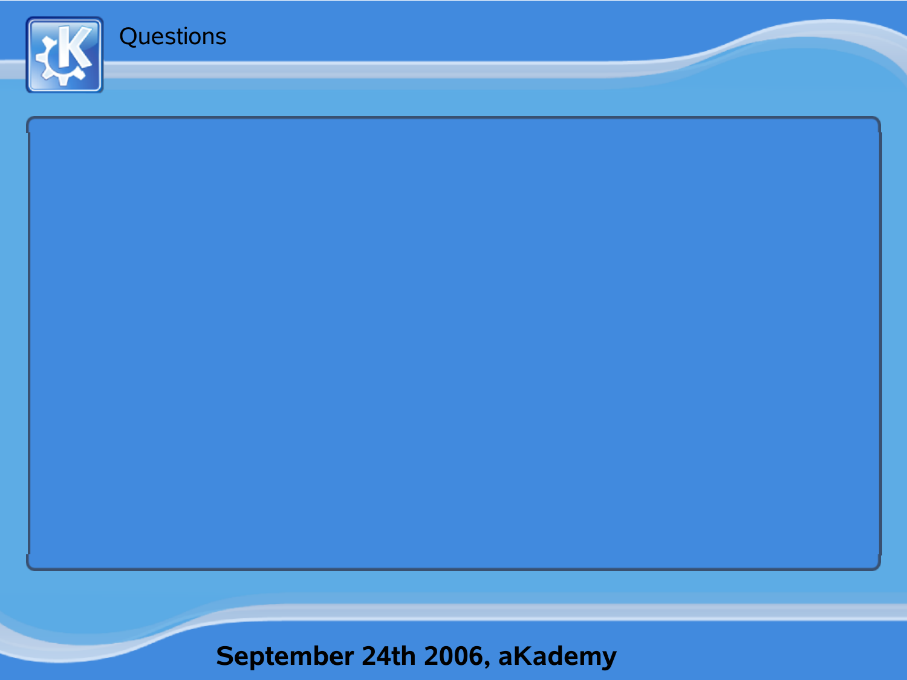# Questions